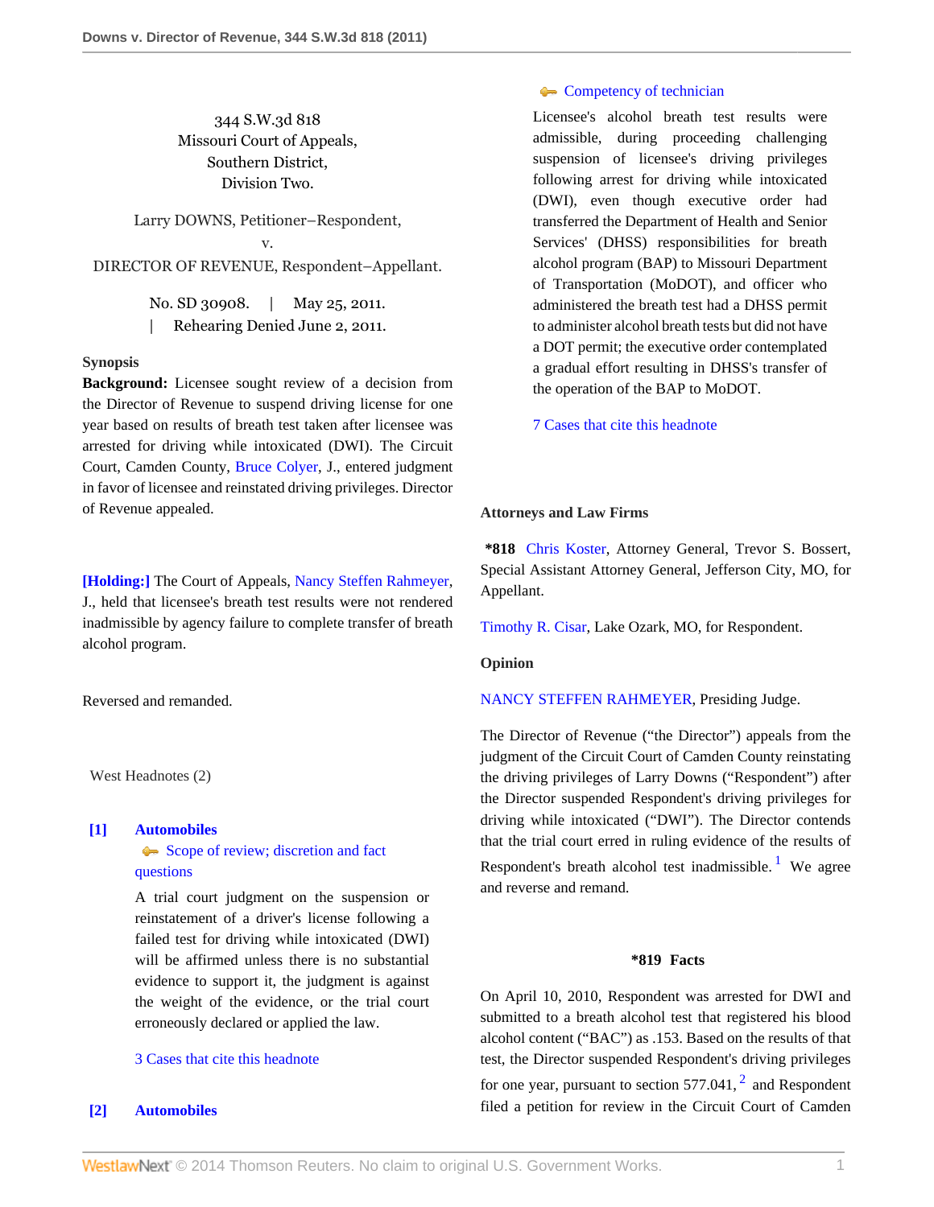344 S.W.3d 818
Missouri Court of Appeals,
Southern District,
Division Two.

Larry DOWNS, Petitioner–Respondent,
v.
DIRECTOR OF REVENUE, Respondent–Appellant.

No. SD 30908. | May 25, 2011.
| Rehearing Denied June 2, 2011.

**Synopsis**

**Background:** Licensee sought review of a decision from the Director of Revenue to suspend driving license for one year based on results of breath test taken after licensee was arrested for driving while intoxicated (DWI). The Circuit Court, Camden County, Bruce Colyer, J., entered judgment in favor of licensee and reinstated driving privileges. Director of Revenue appealed.

**[Holding:]** The Court of Appeals, Nancy Steffen Rahmeyer, J., held that licensee's breath test results were not rendered inadmissible by agency failure to complete transfer of breath alcohol program.

Reversed and remanded.

West Headnotes (2)

**[1] Automobiles**
Scope of review; discretion and fact questions

A trial court judgment on the suspension or reinstatement of a driver's license following a failed test for driving while intoxicated (DWI) will be affirmed unless there is no substantial evidence to support it, the judgment is against the weight of the evidence, or the trial court erroneously declared or applied the law.

3 Cases that cite this headnote

**[2] Automobiles**
Competency of technician

Licensee's alcohol breath test results were admissible, during proceeding challenging suspension of licensee's driving privileges following arrest for driving while intoxicated (DWI), even though executive order had transferred the Department of Health and Senior Services' (DHSS) responsibilities for breath alcohol program (BAP) to Missouri Department of Transportation (MoDOT), and officer who administered the breath test had a DHSS permit to administer alcohol breath tests but did not have a DOT permit; the executive order contemplated a gradual effort resulting in DHSS's transfer of the operation of the BAP to MoDOT.

7 Cases that cite this headnote

**Attorneys and Law Firms**

*818 Chris Koster, Attorney General, Trevor S. Bossert, Special Assistant Attorney General, Jefferson City, MO, for Appellant.

Timothy R. Cisar, Lake Ozark, MO, for Respondent.

**Opinion**

NANCY STEFFEN RAHMEYER, Presiding Judge.

The Director of Revenue ("the Director") appeals from the judgment of the Circuit Court of Camden County reinstating the driving privileges of Larry Downs ("Respondent") after the Director suspended Respondent's driving privileges for driving while intoxicated ("DWI"). The Director contends that the trial court erred in ruling evidence of the results of Respondent's breath alcohol test inadmissible.[1] We agree and reverse and remand.

## *819 Facts

On April 10, 2010, Respondent was arrested for DWI and submitted to a breath alcohol test that registered his blood alcohol content ("BAC") as .153. Based on the results of that test, the Director suspended Respondent's driving privileges for one year, pursuant to section 577.041,[2] and Respondent filed a petition for review in the Circuit Court of Camden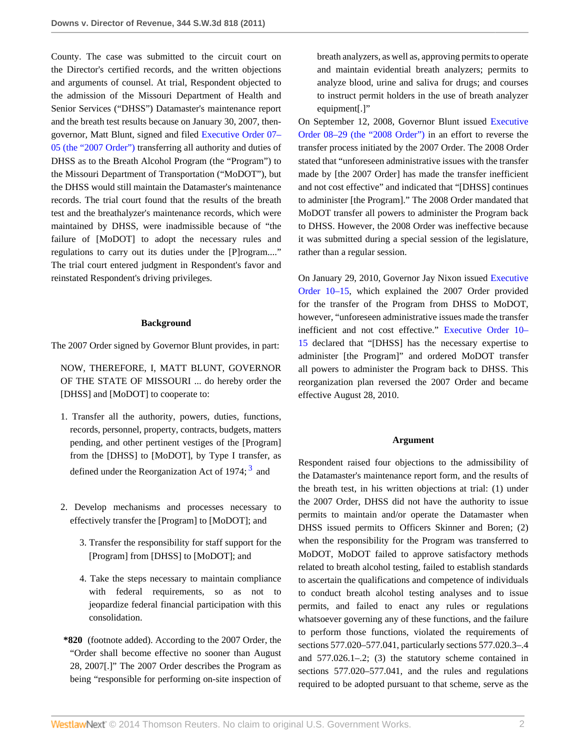County. The case was submitted to the circuit court on the Director's certified records, and the written objections and arguments of counsel. At trial, Respondent objected to the admission of the Missouri Department of Health and Senior Services ("DHSS") Datamaster's maintenance report and the breath test results because on January 30, 2007, then-governor, Matt Blunt, signed and filed Executive Order 07–05 (the "2007 Order") transferring all authority and duties of DHSS as to the Breath Alcohol Program (the "Program") to the Missouri Department of Transportation ("MoDOT"), but the DHSS would still maintain the Datamaster's maintenance records. The trial court found that the results of the breath test and the breathalyzer's maintenance records, which were maintained by DHSS, were inadmissible because of "the failure of [MoDOT] to adopt the necessary rules and regulations to carry out its duties under the [P]rogram...." The trial court entered judgment in Respondent's favor and reinstated Respondent's driving privileges.

## Background

The 2007 Order signed by Governor Blunt provides, in part:

> NOW, THEREFORE, I, MATT BLUNT, GOVERNOR OF THE STATE OF MISSOURI ... do hereby order the [DHSS] and [MoDOT] to cooperate to:
>
> 1. Transfer all the authority, powers, duties, functions, records, personnel, property, contracts, budgets, matters pending, and other pertinent vestiges of the [Program] from the [DHSS] to [MoDOT], by Type I transfer, as defined under the Reorganization Act of 1974; [3] and
>
> 2. Develop mechanisms and processes necessary to effectively transfer the [Program] to [MoDOT]; and
>
> 3. Transfer the responsibility for staff support for the [Program] from [DHSS] to [MoDOT]; and
>
> 4. Take the steps necessary to maintain compliance with federal requirements, so as not to jeopardize federal financial participation with this consolidation.

**\*820** (footnote added). According to the 2007 Order, the "Order shall become effective no sooner than August 28, 2007[.]" The 2007 Order describes the Program as being "responsible for performing on-site inspection of breath analyzers, as well as, approving permits to operate and maintain evidential breath analyzers; permits to analyze blood, urine and saliva for drugs; and courses to instruct permit holders in the use of breath analyzer equipment[.]"

On September 12, 2008, Governor Blunt issued Executive Order 08–29 (the "2008 Order") in an effort to reverse the transfer process initiated by the 2007 Order. The 2008 Order stated that "unforeseen administrative issues with the transfer made by [the 2007 Order] has made the transfer inefficient and not cost effective" and indicated that "[DHSS] continues to administer [the Program]." The 2008 Order mandated that MoDOT transfer all powers to administer the Program back to DHSS. However, the 2008 Order was ineffective because it was submitted during a special session of the legislature, rather than a regular session.

On January 29, 2010, Governor Jay Nixon issued Executive Order 10–15, which explained the 2007 Order provided for the transfer of the Program from DHSS to MoDOT, however, "unforeseen administrative issues made the transfer inefficient and not cost effective." Executive Order 10–15 declared that "[DHSS] has the necessary expertise to administer [the Program]" and ordered MoDOT transfer all powers to administer the Program back to DHSS. This reorganization plan reversed the 2007 Order and became effective August 28, 2010.

## Argument

Respondent raised four objections to the admissibility of the Datamaster's maintenance report form, and the results of the breath test, in his written objections at trial: (1) under the 2007 Order, DHSS did not have the authority to issue permits to maintain and/or operate the Datamaster when DHSS issued permits to Officers Skinner and Boren; (2) when the responsibility for the Program was transferred to MoDOT, MoDOT failed to approve satisfactory methods related to breath alcohol testing, failed to establish standards to ascertain the qualifications and competence of individuals to conduct breath alcohol testing analyses and to issue permits, and failed to enact any rules or regulations whatsoever governing any of these functions, and the failure to perform those functions, violated the requirements of sections 577.020–577.041, particularly sections 577.020.3–.4 and 577.026.1–.2; (3) the statutory scheme contained in sections 577.020–577.041, and the rules and regulations required to be adopted pursuant to that scheme, serve as the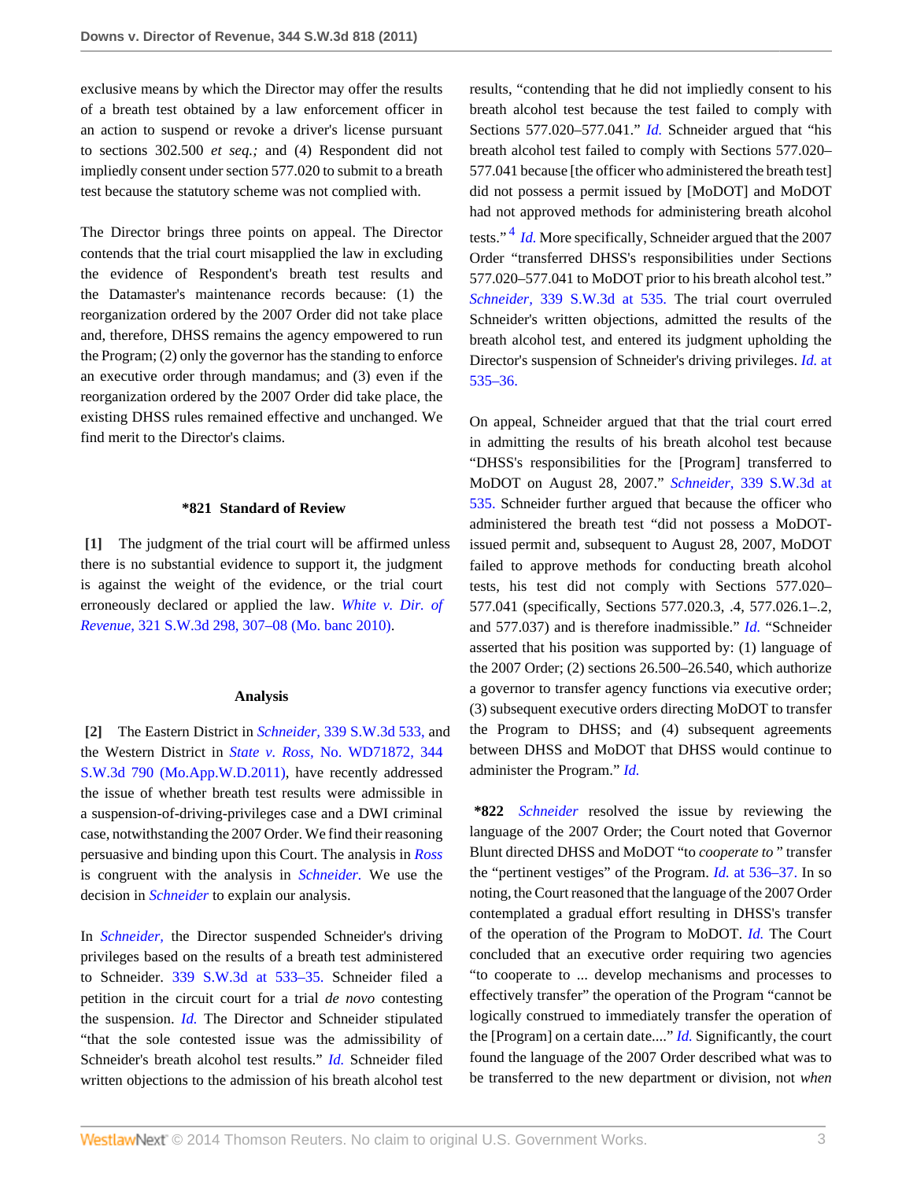exclusive means by which the Director may offer the results of a breath test obtained by a law enforcement officer in an action to suspend or revoke a driver's license pursuant to sections 302.500 *et seq.;* and (4) Respondent did not impliedly consent under section 577.020 to submit to a breath test because the statutory scheme was not complied with.

The Director brings three points on appeal. The Director contends that the trial court misapplied the law in excluding the evidence of Respondent's breath test results and the Datamaster's maintenance records because: (1) the reorganization ordered by the 2007 Order did not take place and, therefore, DHSS remains the agency empowered to run the Program; (2) only the governor has the standing to enforce an executive order through mandamus; and (3) even if the reorganization ordered by the 2007 Order did take place, the existing DHSS rules remained effective and unchanged. We find merit to the Director's claims.

### *821 Standard of Review

**[1]** The judgment of the trial court will be affirmed unless there is no substantial evidence to support it, the judgment is against the weight of the evidence, or the trial court erroneously declared or applied the law. *White v. Dir. of Revenue,* 321 S.W.3d 298, 307–08 (Mo. banc 2010).

### Analysis

**[2]** The Eastern District in *Schneider,* 339 S.W.3d 533, and the Western District in *State v. Ross,* No. WD71872, 344 S.W.3d 790 (Mo.App.W.D.2011), have recently addressed the issue of whether breath test results were admissible in a suspension-of-driving-privileges case and a DWI criminal case, notwithstanding the 2007 Order. We find their reasoning persuasive and binding upon this Court. The analysis in *Ross* is congruent with the analysis in *Schneider.* We use the decision in *Schneider* to explain our analysis.

In *Schneider,* the Director suspended Schneider's driving privileges based on the results of a breath test administered to Schneider. 339 S.W.3d at 533–35. Schneider filed a petition in the circuit court for a trial *de novo* contesting the suspension. *Id.* The Director and Schneider stipulated "that the sole contested issue was the admissibility of Schneider's breath alcohol test results." *Id.* Schneider filed written objections to the admission of his breath alcohol test results, "contending that he did not impliedly consent to his breath alcohol test because the test failed to comply with Sections 577.020–577.041." *Id.* Schneider argued that "his breath alcohol test failed to comply with Sections 577.020–577.041 because [the officer who administered the breath test] did not possess a permit issued by [MoDOT] and MoDOT had not approved methods for administering breath alcohol tests."[4] *Id.* More specifically, Schneider argued that the 2007 Order "transferred DHSS's responsibilities under Sections 577.020–577.041 to MoDOT prior to his breath alcohol test." *Schneider,* 339 S.W.3d at 535. The trial court overruled Schneider's written objections, admitted the results of the breath alcohol test, and entered its judgment upholding the Director's suspension of Schneider's driving privileges. *Id.* at 535–36.

On appeal, Schneider argued that that the trial court erred in admitting the results of his breath alcohol test because "DHSS's responsibilities for the [Program] transferred to MoDOT on August 28, 2007." *Schneider,* 339 S.W.3d at 535. Schneider further argued that because the officer who administered the breath test "did not possess a MoDOT-issued permit and, subsequent to August 28, 2007, MoDOT failed to approve methods for conducting breath alcohol tests, his test did not comply with Sections 577.020–577.041 (specifically, Sections 577.020.3, .4, 577.026.1–.2, and 577.037) and is therefore inadmissible." *Id.* "Schneider asserted that his position was supported by: (1) language of the 2007 Order; (2) sections 26.500–26.540, which authorize a governor to transfer agency functions via executive order; (3) subsequent executive orders directing MoDOT to transfer the Program to DHSS; and (4) subsequent agreements between DHSS and MoDOT that DHSS would continue to administer the Program." *Id.*

**\*822** *Schneider* resolved the issue by reviewing the language of the 2007 Order; the Court noted that Governor Blunt directed DHSS and MoDOT "to *cooperate to* " transfer the "pertinent vestiges" of the Program. *Id.* at 536–37. In so noting, the Court reasoned that the language of the 2007 Order contemplated a gradual effort resulting in DHSS's transfer of the operation of the Program to MoDOT. *Id.* The Court concluded that an executive order requiring two agencies "to cooperate to ... develop mechanisms and processes to effectively transfer" the operation of the Program "cannot be logically construed to immediately transfer the operation of the [Program] on a certain date...." *Id.* Significantly, the court found the language of the 2007 Order described what was to be transferred to the new department or division, not *when*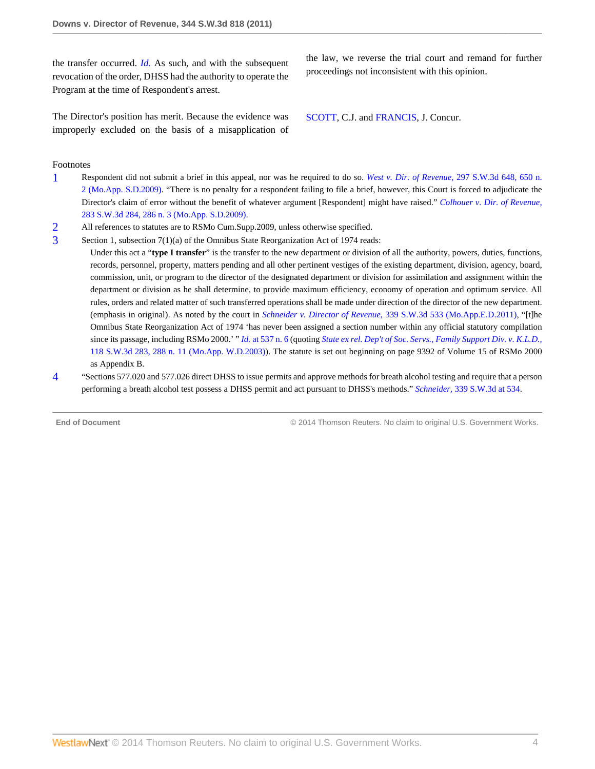the transfer occurred. *Id.* As such, and with the subsequent revocation of the order, DHSS had the authority to operate the Program at the time of Respondent's arrest.

The Director's position has merit. Because the evidence was improperly excluded on the basis of a misapplication of the law, we reverse the trial court and remand for further proceedings not inconsistent with this opinion.

SCOTT, C.J. and FRANCIS, J. Concur.

Footnotes

1. Respondent did not submit a brief in this appeal, nor was he required to do so. *West v. Dir. of Revenue,* 297 S.W.3d 648, 650 n. 2 (Mo.App. S.D.2009). "There is no penalty for a respondent failing to file a brief, however, this Court is forced to adjudicate the Director's claim of error without the benefit of whatever argument [Respondent] might have raised." *Colhouer v. Dir. of Revenue,* 283 S.W.3d 284, 286 n. 3 (Mo.App. S.D.2009).

2. All references to statutes are to RSMo Cum.Supp.2009, unless otherwise specified.

3. Section 1, subsection 7(1)(a) of the Omnibus State Reorganization Act of 1974 reads:

   Under this act a "**type I transfer**" is the transfer to the new department or division of all the authority, powers, duties, functions, records, personnel, property, matters pending and all other pertinent vestiges of the existing department, division, agency, board, commission, unit, or program to the director of the designated department or division for assimilation and assignment within the department or division as he shall determine, to provide maximum efficiency, economy of operation and optimum service. All rules, orders and related matter of such transferred operations shall be made under direction of the director of the new department. (emphasis in original). As noted by the court in *Schneider v. Director of Revenue,* 339 S.W.3d 533 (Mo.App.E.D.2011), "[t]he Omnibus State Reorganization Act of 1974 'has never been assigned a section number within any official statutory compilation since its passage, including RSMo 2000.' " *Id.* at 537 n. 6 (quoting *State ex rel. Dep't of Soc. Servs., Family Support Div. v. K.L.D.,* 118 S.W.3d 283, 288 n. 11 (Mo.App. W.D.2003)). The statute is set out beginning on page 9392 of Volume 15 of RSMo 2000 as Appendix B.

4. "Sections 577.020 and 577.026 direct DHSS to issue permits and approve methods for breath alcohol testing and require that a person performing a breath alcohol test possess a DHSS permit and act pursuant to DHSS's methods." *Schneider,* 339 S.W.3d at 534.

End of Document © 2014 Thomson Reuters. No claim to original U.S. Government Works.